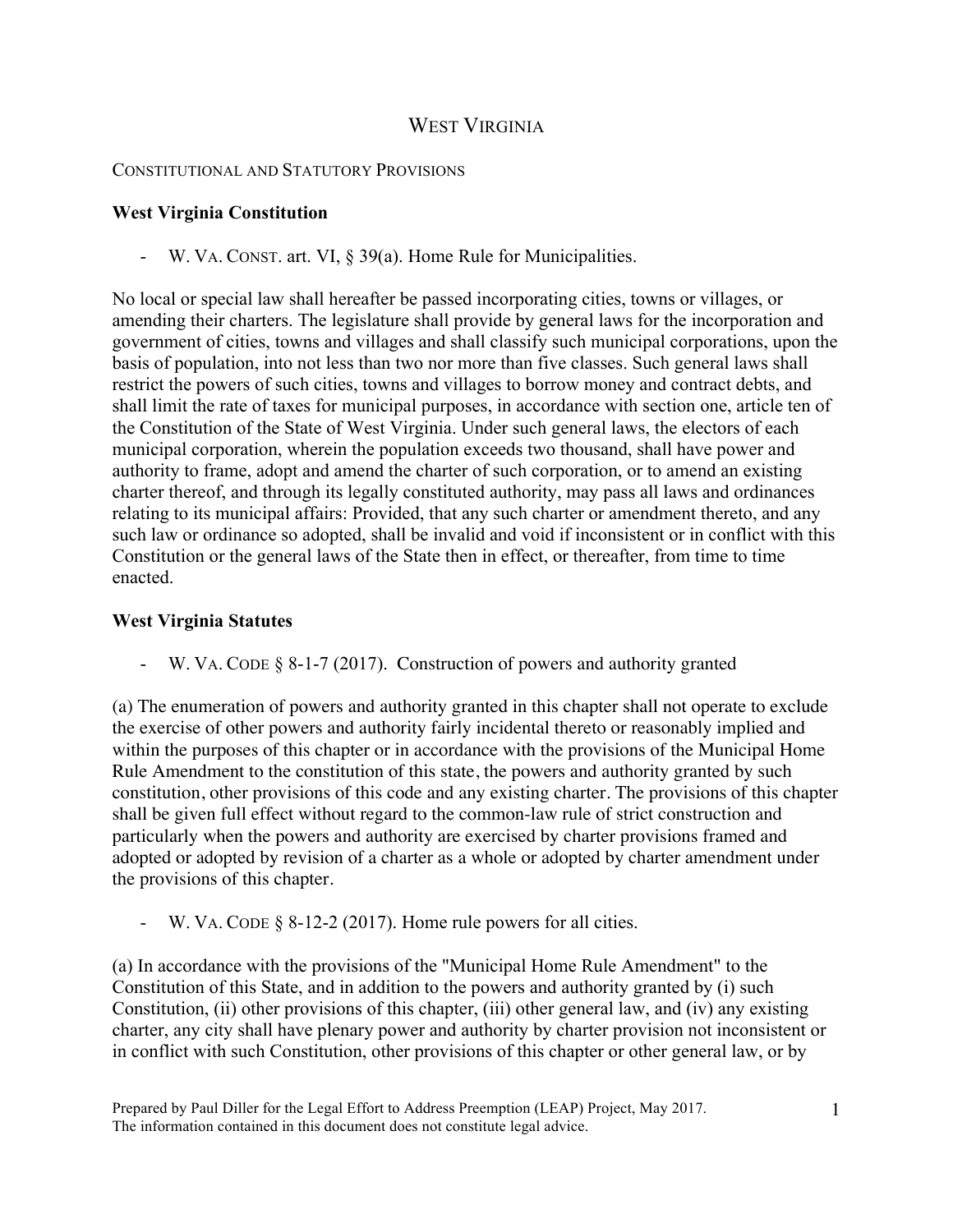# WEST VIRGINIA

## CONSTITUTIONAL AND STATUTORY PROVISIONS

### West Virginia Constitution

- W. VA. CONST. art. VI, § 39(a). Home Rule for Municipalities.

No local or special law shall hereafter be passed incorporating cities, towns or villages, or amending their charters. The legislature shall provide by general laws for the incorporation and government of cities, towns and villages and shall classify such municipal corporations, upon the basis of population, into not less than two nor more than five classes. Such general laws shall restrict the powers of such cities, towns and villages to borrow money and contract debts, and shall limit the rate of taxes for municipal purposes, in accordance with section one, article ten of the Constitution of the State of West Virginia. Under such general laws, the electors of each municipal corporation, wherein the population exceeds two thousand, shall have power and authority to frame, adopt and amend the charter of such corporation, or to amend an existing charter thereof, and through its legally constituted authority, may pass all laws and ordinances relating to its municipal affairs: Provided, that any such charter or amendment thereto, and any such law or ordinance so adopted, shall be invalid and void if inconsistent or in conflict with this Constitution or the general laws of the State then in effect, or thereafter, from time to time enacted.

### West Virginia Statutes

- W. VA. CODE § 8-1-7 (2017). Construction of powers and authority granted

(a) The enumeration of powers and authority granted in this chapter shall not operate to exclude the exercise of other powers and authority fairly incidental thereto or reasonably implied and within the purposes of this chapter or in accordance with the provisions of the Municipal Home Rule Amendment to the constitution of this state, the powers and authority granted by such constitution, other provisions of this code and any existing charter. The provisions of this chapter shall be given full effect without regard to the common-law rule of strict construction and particularly when the powers and authority are exercised by charter provisions framed and adopted or adopted by revision of a charter as a whole or adopted by charter amendment under the provisions of this chapter.

- W. VA. CODE § 8-12-2 (2017). Home rule powers for all cities.

(a) In accordance with the provisions of the "Municipal Home Rule Amendment" to the Constitution of this State, and in addition to the powers and authority granted by (i) such Constitution, (ii) other provisions of this chapter, (iii) other general law, and (iv) any existing charter, any city shall have plenary power and authority by charter provision not inconsistent or in conflict with such Constitution, other provisions of this chapter or other general law, or by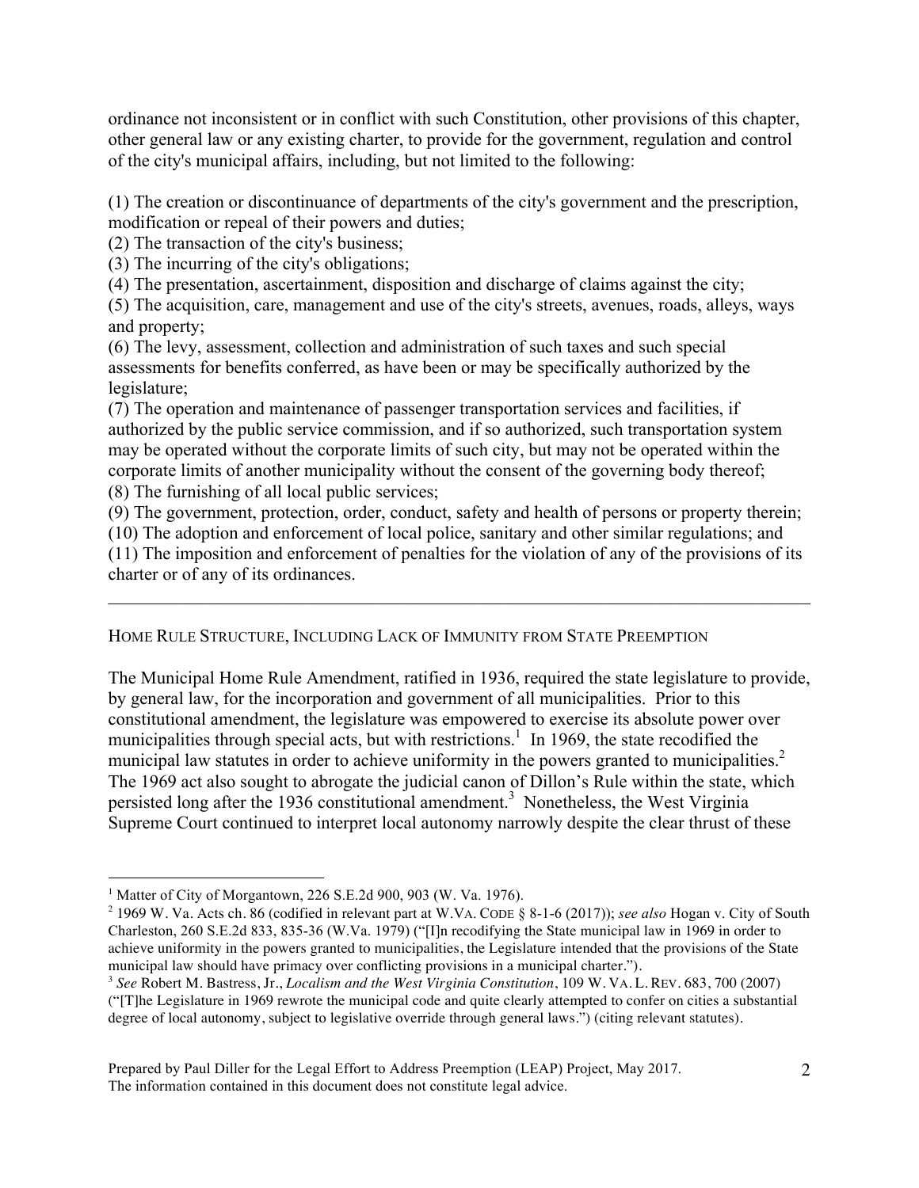ordinance not inconsistent or in conflict with such Constitution, other provisions of this chapter, other general law or any existing charter, to provide for the government, regulation and control of the city's municipal affairs, including, but not limited to the following:

(1) The creation or discontinuance of departments of the city's government and the prescription, modification or repeal of their powers and duties;
(2) The transaction of the city's business;
(3) The incurring of the city's obligations;
(4) The presentation, ascertainment, disposition and discharge of claims against the city;
(5) The acquisition, care, management and use of the city's streets, avenues, roads, alleys, ways and property;
(6) The levy, assessment, collection and administration of such taxes and such special assessments for benefits conferred, as have been or may be specifically authorized by the legislature;
(7) The operation and maintenance of passenger transportation services and facilities, if authorized by the public service commission, and if so authorized, such transportation system may be operated without the corporate limits of such city, but may not be operated within the corporate limits of another municipality without the consent of the governing body thereof;
(8) The furnishing of all local public services;
(9) The government, protection, order, conduct, safety and health of persons or property therein;
(10) The adoption and enforcement of local police, sanitary and other similar regulations; and
(11) The imposition and enforcement of penalties for the violation of any of the provisions of its charter or of any of its ordinances.

---

## HOME RULE STRUCTURE, INCLUDING LACK OF IMMUNITY FROM STATE PREEMPTION

The Municipal Home Rule Amendment, ratified in 1936, required the state legislature to provide, by general law, for the incorporation and government of all municipalities. Prior to this constitutional amendment, the legislature was empowered to exercise its absolute power over municipalities through special acts, but with restrictions.[1] In 1969, the state recodified the municipal law statutes in order to achieve uniformity in the powers granted to municipalities.[2] The 1969 act also sought to abrogate the judicial canon of Dillon's Rule within the state, which persisted long after the 1936 constitutional amendment.[3] Nonetheless, the West Virginia Supreme Court continued to interpret local autonomy narrowly despite the clear thrust of these

---

[1] Matter of City of Morgantown, 226 S.E.2d 900, 903 (W. Va. 1976).

[2] 1969 W. Va. Acts ch. 86 (codified in relevant part at W.VA. CODE § 8-1-6 (2017)); *see also* Hogan v. City of South Charleston, 260 S.E.2d 833, 835-36 (W.Va. 1979) ("[I]n recodifying the State municipal law in 1969 in order to achieve uniformity in the powers granted to municipalities, the Legislature intended that the provisions of the State municipal law should have primacy over conflicting provisions in a municipal charter.").

[3] *See* Robert M. Bastress, Jr., *Localism and the West Virginia Constitution*, 109 W. VA. L. REV. 683, 700 (2007) ("[T]he Legislature in 1969 rewrote the municipal code and quite clearly attempted to confer on cities a substantial degree of local autonomy, subject to legislative override through general laws.") (citing relevant statutes).

Prepared by Paul Diller for the Legal Effort to Address Preemption (LEAP) Project, May 2017.
The information contained in this document does not constitute legal advice.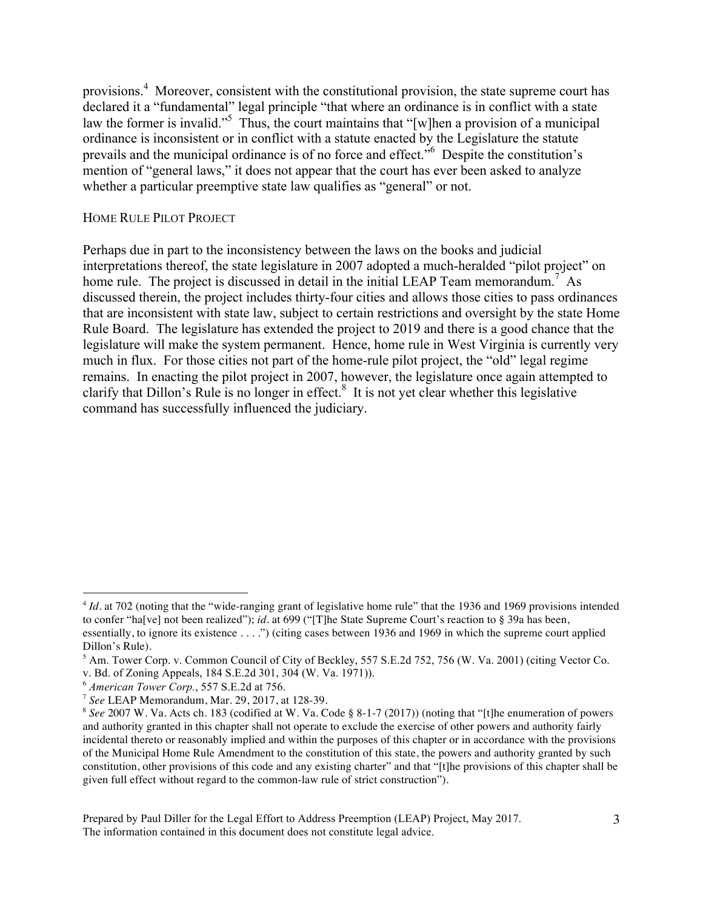provisions.[4] Moreover, consistent with the constitutional provision, the state supreme court has declared it a "fundamental" legal principle "that where an ordinance is in conflict with a state law the former is invalid."[5] Thus, the court maintains that "[w]hen a provision of a municipal ordinance is inconsistent or in conflict with a statute enacted by the Legislature the statute prevails and the municipal ordinance is of no force and effect."[6] Despite the constitution's mention of "general laws," it does not appear that the court has ever been asked to analyze whether a particular preemptive state law qualifies as "general" or not.

HOME RULE PILOT PROJECT

Perhaps due in part to the inconsistency between the laws on the books and judicial interpretations thereof, the state legislature in 2007 adopted a much-heralded "pilot project" on home rule. The project is discussed in detail in the initial LEAP Team memorandum.[7] As discussed therein, the project includes thirty-four cities and allows those cities to pass ordinances that are inconsistent with state law, subject to certain restrictions and oversight by the state Home Rule Board. The legislature has extended the project to 2019 and there is a good chance that the legislature will make the system permanent. Hence, home rule in West Virginia is currently very much in flux. For those cities not part of the home-rule pilot project, the "old" legal regime remains. In enacting the pilot project in 2007, however, the legislature once again attempted to clarify that Dillon's Rule is no longer in effect.[8] It is not yet clear whether this legislative command has successfully influenced the judiciary.

---

[4] *Id*. at 702 (noting that the "wide-ranging grant of legislative home rule" that the 1936 and 1969 provisions intended to confer "ha[ve] not been realized"); *id*. at 699 ("[T]he State Supreme Court's reaction to § 39a has been, essentially, to ignore its existence . . . .") (citing cases between 1936 and 1969 in which the supreme court applied Dillon's Rule).

[5] Am. Tower Corp. v. Common Council of City of Beckley, 557 S.E.2d 752, 756 (W. Va. 2001) (citing Vector Co. v. Bd. of Zoning Appeals, 184 S.E.2d 301, 304 (W. Va. 1971)).

[6] *American Tower Corp.*, 557 S.E.2d at 756.

[7] *See* LEAP Memorandum, Mar. 29, 2017, at 128-39.

[8] *See* 2007 W. Va. Acts ch. 183 (codified at W. Va. Code § 8-1-7 (2017)) (noting that "[t]he enumeration of powers and authority granted in this chapter shall not operate to exclude the exercise of other powers and authority fairly incidental thereto or reasonably implied and within the purposes of this chapter or in accordance with the provisions of the Municipal Home Rule Amendment to the constitution of this state, the powers and authority granted by such constitution, other provisions of this code and any existing charter" and that "[t]he provisions of this chapter shall be given full effect without regard to the common-law rule of strict construction").

Prepared by Paul Diller for the Legal Effort to Address Preemption (LEAP) Project, May 2017.
The information contained in this document does not constitute legal advice.